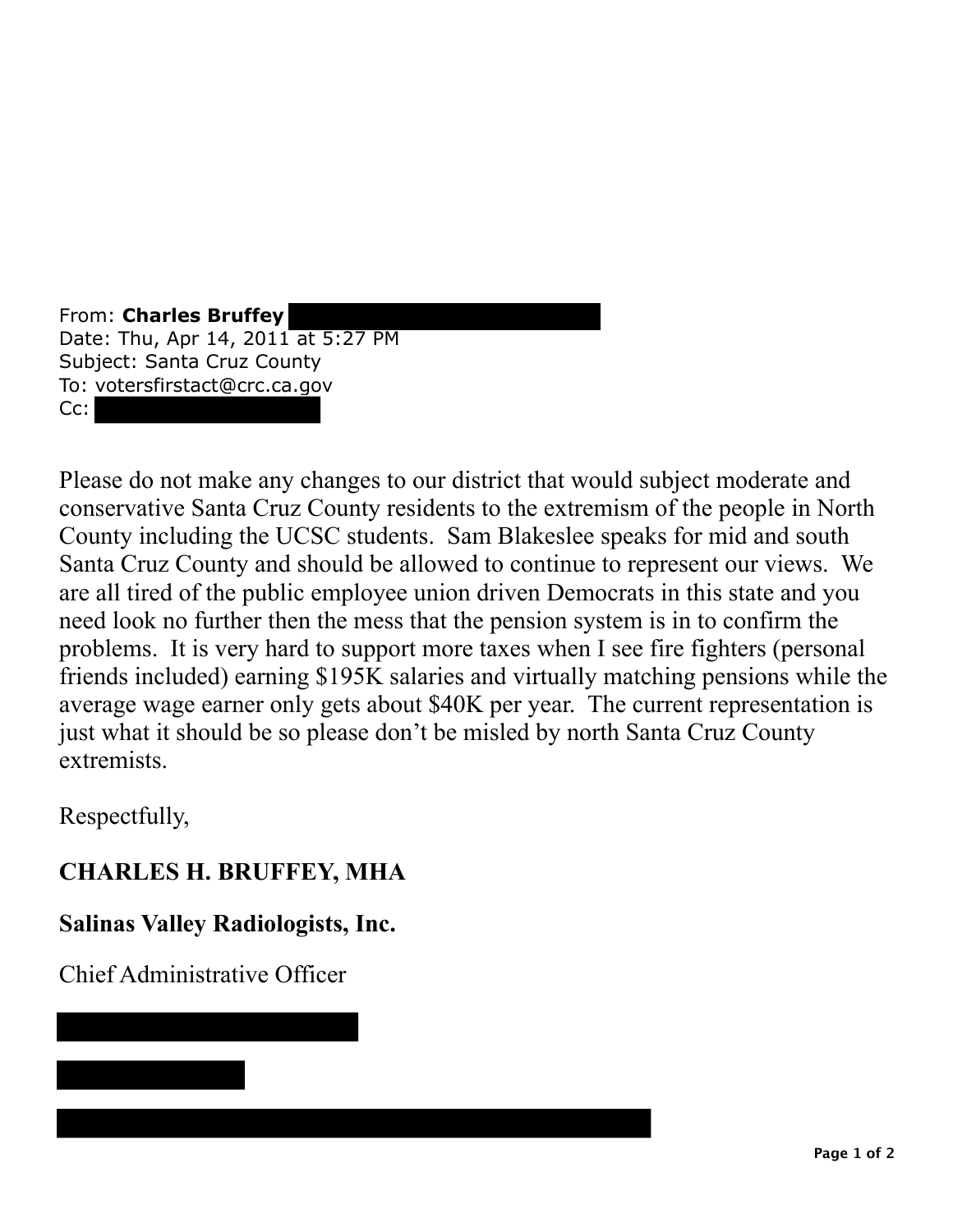From: **Charles Bruffey**
Date: Thu, Apr 14, 2011 at 5:27 PM
Subject: Santa Cruz County
To: votersfirstact@crc.ca.gov
Cc:

Please do not make any changes to our district that would subject moderate and conservative Santa Cruz County residents to the extremism of the people in North County including the UCSC students. Sam Blakeslee speaks for mid and south Santa Cruz County and should be allowed to continue to represent our views. We are all tired of the public employee union driven Democrats in this state and you need look no further then the mess that the pension system is in to confirm the problems. It is very hard to support more taxes when I see fire fighters (personal friends included) earning $195K salaries and virtually matching pensions while the average wage earner only gets about $40K per year. The current representation is just what it should be so please don't be misled by north Santa Cruz County extremists.

Respectfully,

**CHARLES H. BRUFFEY, MHA**

**Salinas Valley Radiologists, Inc.**

Chief Administrative Officer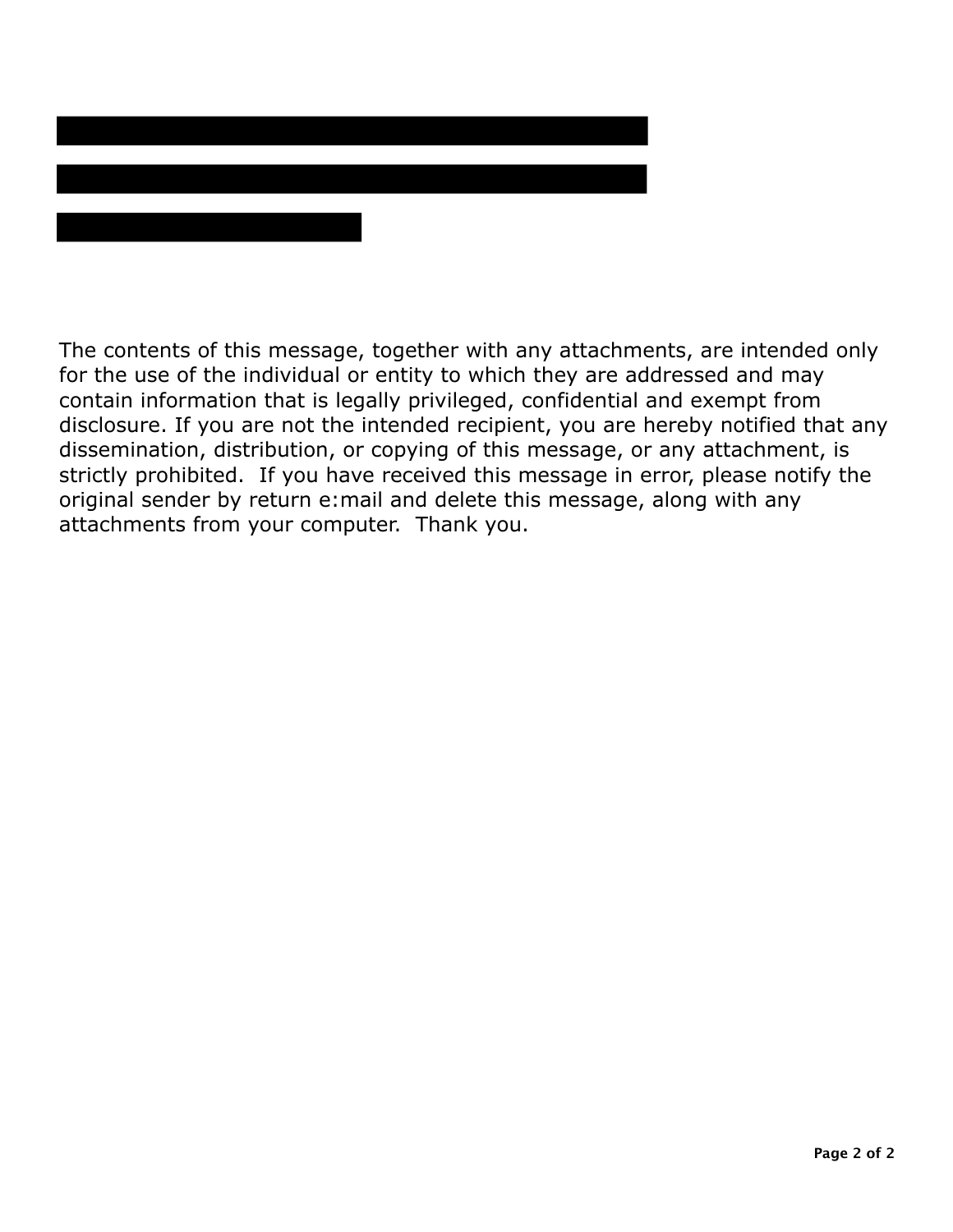The contents of this message, together with any attachments, are intended only for the use of the individual or entity to which they are addressed and may contain information that is legally privileged, confidential and exempt from disclosure. If you are not the intended recipient, you are hereby notified that any dissemination, distribution, or copying of this message, or any attachment, is strictly prohibited.  If you have received this message in error, please notify the original sender by return e:mail and delete this message, along with any attachments from your computer.  Thank you.